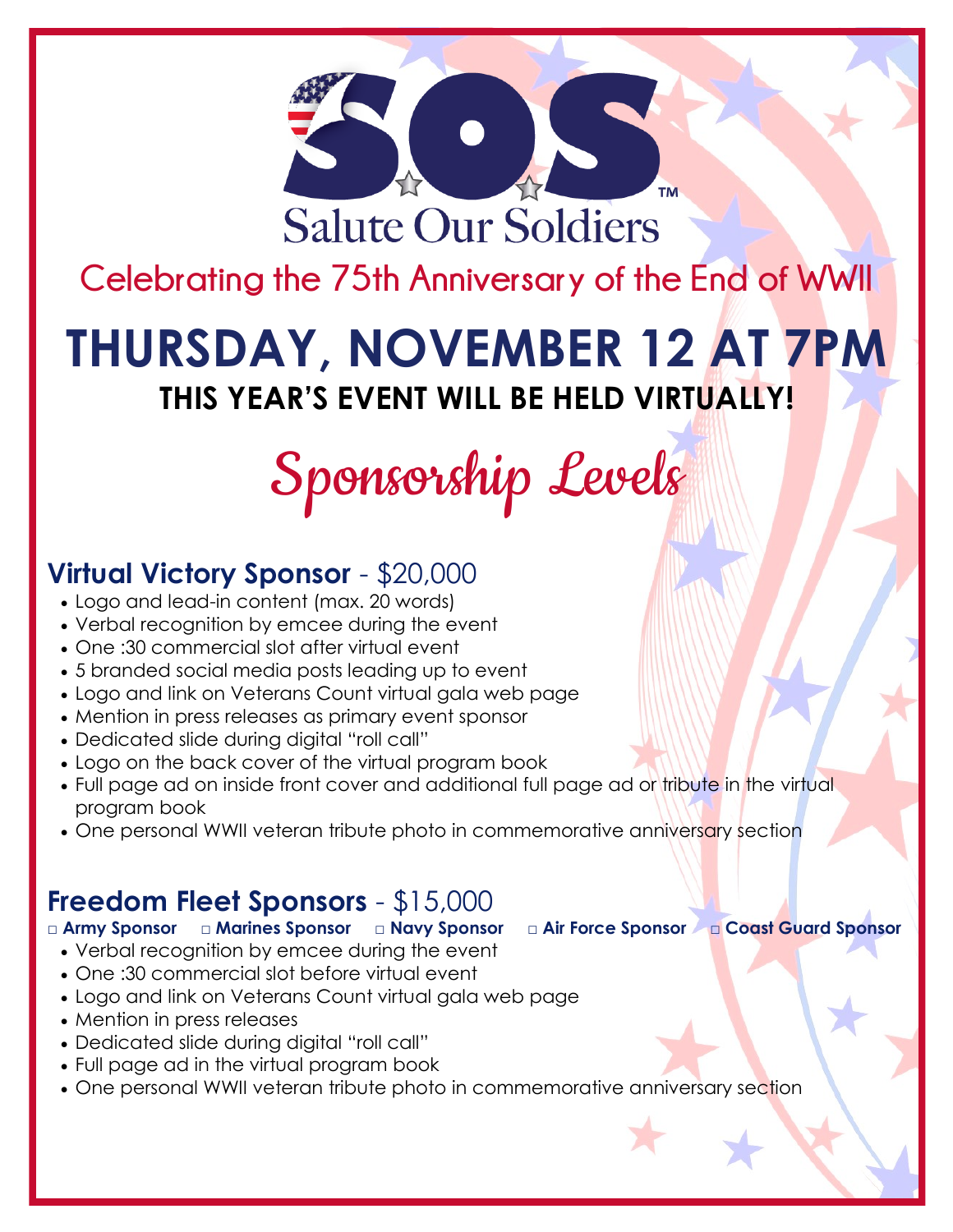# SOS™ Salute Our Soldiers

Celebrating the 75th Anniversary of the End of WWII

# THURSDAY, NOVEMBER 12 AT 7PM

**THIS YEAR'S EVENT WILL BE HELD VIRTUALLY!**

## Sponsorship Levels

### Virtual Victory Sponsor - $20,000

- Logo and lead-in content (max. 20 words)
- Verbal recognition by emcee during the event
- One :30 commercial slot after virtual event
- 5 branded social media posts leading up to event
- Logo and link on Veterans Count virtual gala web page
- Mention in press releases as primary event sponsor
- Dedicated slide during digital "roll call"
- Logo on the back cover of the virtual program book
- Full page ad on inside front cover and additional full page ad or tribute in the virtual program book
- One personal WWII veteran tribute photo in commemorative anniversary section

### Freedom Fleet Sponsors - $15,000

□ **Army Sponsor** □ **Marines Sponsor** □ **Navy Sponsor** □ **Air Force Sponsor** □ **Coast Guard Sponsor**

- Verbal recognition by emcee during the event
- One :30 commercial slot before virtual event
- Logo and link on Veterans Count virtual gala web page
- Mention in press releases
- Dedicated slide during digital "roll call"
- Full page ad in the virtual program book
- One personal WWII veteran tribute photo in commemorative anniversary section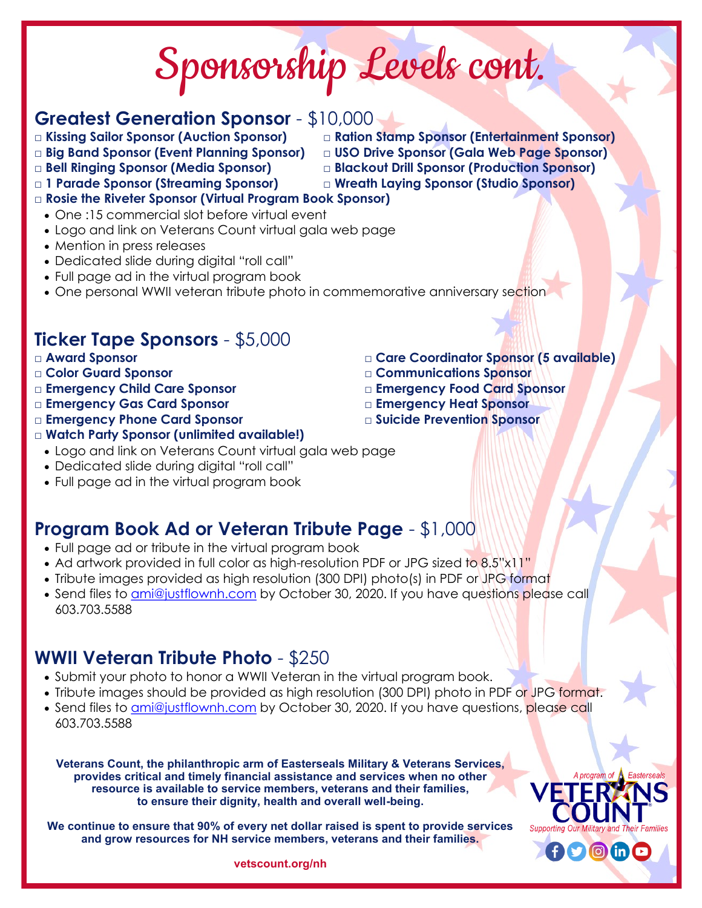# Sponsorship Levels cont.

## Greatest Generation Sponsor - $10,000

- □ **Kissing Sailor Sponsor (Auction Sponsor)**
- □ **Big Band Sponsor (Event Planning Sponsor)**
- □ **Bell Ringing Sponsor (Media Sponsor)**
- □ **1 Parade Sponsor (Streaming Sponsor)**
- □ **Ration Stamp Sponsor (Entertainment Sponsor)**
- □ **USO Drive Sponsor (Gala Web Page Sponsor)**
- □ **Blackout Drill Sponsor (Production Sponsor)**
- □ **Wreath Laying Sponsor (Studio Sponsor)**
- □ **Rosie the Riveter Sponsor (Virtual Program Book Sponsor)**

- One :15 commercial slot before virtual event
- Logo and link on Veterans Count virtual gala web page
- Mention in press releases
- Dedicated slide during digital "roll call"
- Full page ad in the virtual program book
- One personal WWII veteran tribute photo in commemorative anniversary section

## Ticker Tape Sponsors - $5,000

- □ **Award Sponsor**
- □ **Color Guard Sponsor**
- □ **Emergency Child Care Sponsor**
- □ **Emergency Gas Card Sponsor**
- □ **Emergency Phone Card Sponsor**
- □ **Care Coordinator Sponsor (5 available)**
- □ **Communications Sponsor**
- □ **Emergency Food Card Sponsor**
- □ **Emergency Heat Sponsor**
- □ **Suicide Prevention Sponsor**
- □ **Watch Party Sponsor (unlimited available!)**

- Logo and link on Veterans Count virtual gala web page
- Dedicated slide during digital "roll call"
- Full page ad in the virtual program book

## Program Book Ad or Veteran Tribute Page - $1,000

- Full page ad or tribute in the virtual program book
- Ad artwork provided in full color as high-resolution PDF or JPG sized to 8.5"x11"
- Tribute images provided as high resolution (300 DPI) photo(s) in PDF or JPG format
- Send files to ami@justflownh.com by October 30, 2020. If you have questions please call 603.703.5588

## WWII Veteran Tribute Photo - $250

- Submit your photo to honor a WWII Veteran in the virtual program book.
- Tribute images should be provided as high resolution (300 DPI) photo in PDF or JPG format.
- Send files to ami@justflownh.com by October 30, 2020. If you have questions, please call 603.703.5588

**Veterans Count, the philanthropic arm of Easterseals Military & Veterans Services, provides critical and timely financial assistance and services when no other resource is available to service members, veterans and their families, to ensure their dignity, health and overall well-being.**

**We continue to ensure that 90% of every net dollar raised is spent to provide services and grow resources for NH service members, veterans and their families.**

A program of Easterseals
VETERANS COUNT
Supporting Our Military and Their Families

**vetscount.org/nh**